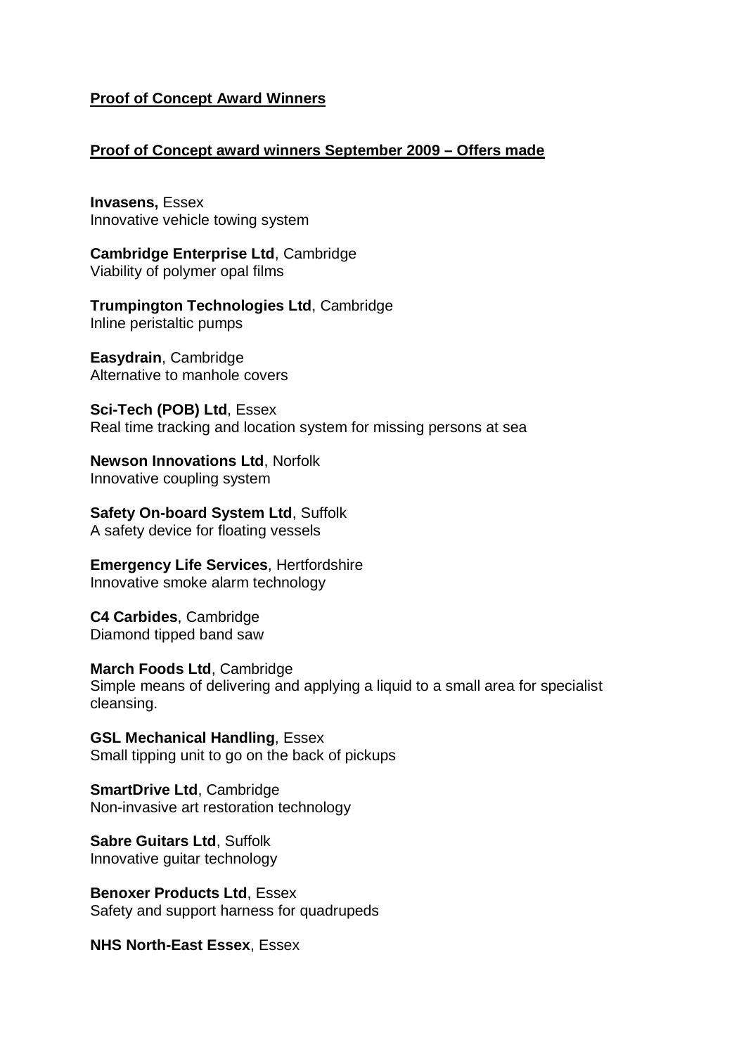**Proof of Concept Award Winners**

**Proof of Concept award winners September 2009 – Offers made**

**Invasens,** Essex
Innovative vehicle towing system

**Cambridge Enterprise Ltd**, Cambridge
Viability of polymer opal films

**Trumpington Technologies Ltd**, Cambridge
Inline peristaltic pumps

**Easydrain**, Cambridge
Alternative to manhole covers

**Sci-Tech (POB) Ltd**, Essex
Real time tracking and location system for missing persons at sea

**Newson Innovations Ltd**, Norfolk
Innovative coupling system

**Safety On-board System Ltd**, Suffolk
A safety device for floating vessels

**Emergency Life Services**, Hertfordshire
Innovative smoke alarm technology

**C4 Carbides**, Cambridge
Diamond tipped band saw

**March Foods Ltd**, Cambridge
Simple means of delivering and applying a liquid to a small area for specialist cleansing.

**GSL Mechanical Handling**, Essex
Small tipping unit to go on the back of pickups

**SmartDrive Ltd**, Cambridge
Non-invasive art restoration technology

**Sabre Guitars Ltd**, Suffolk
Innovative guitar technology

**Benoxer Products Ltd**, Essex
Safety and support harness for quadrupeds

**NHS North-East Essex**, Essex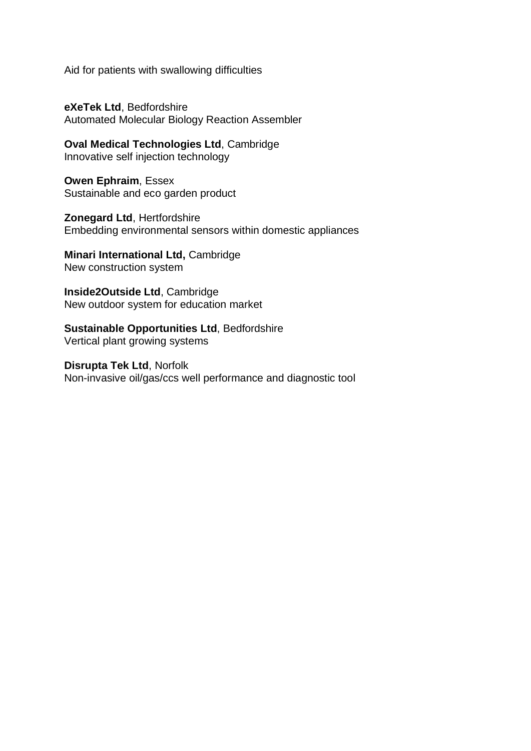Aid for patients with swallowing difficulties

**eXeTek Ltd**, Bedfordshire
Automated Molecular Biology Reaction Assembler

**Oval Medical Technologies Ltd**, Cambridge
Innovative self injection technology

**Owen Ephraim**, Essex
Sustainable and eco garden product

**Zonegard Ltd**, Hertfordshire
Embedding environmental sensors within domestic appliances

**Minari International Ltd,** Cambridge
New construction system

**Inside2Outside Ltd**, Cambridge
New outdoor system for education market

**Sustainable Opportunities Ltd**, Bedfordshire
Vertical plant growing systems

**Disrupta Tek Ltd**, Norfolk
Non-invasive oil/gas/ccs well performance and diagnostic tool